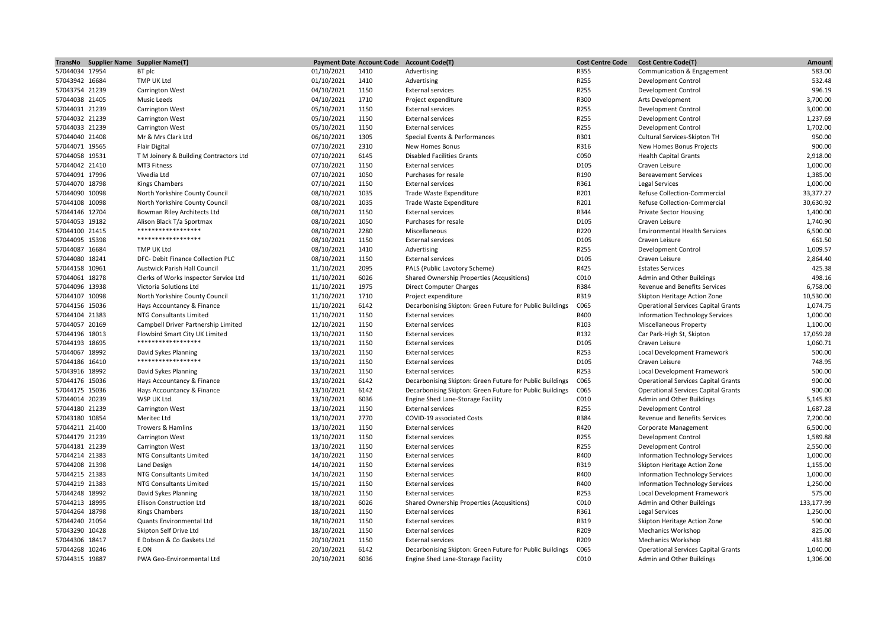| TransNo | Supplier Name | Supplier Name(T) | Payment Date | Account Code | Account Code(T) | Cost Centre Code | Cost Centre Code(T) | Amount |
|---|---|---|---|---|---|---|---|---|
| 57044034 | 17954 | BT plc | 01/10/2021 | 1410 | Advertising | R355 | Communication & Engagement | 583.00 |
| 57043942 | 16684 | TMP UK Ltd | 01/10/2021 | 1410 | Advertising | R255 | Development Control | 532.48 |
| 57043754 | 21239 | Carrington West | 04/10/2021 | 1150 | External services | R255 | Development Control | 996.19 |
| 57044038 | 21405 | Music Leeds | 04/10/2021 | 1710 | Project expenditure | R300 | Arts Development | 3,700.00 |
| 57044031 | 21239 | Carrington West | 05/10/2021 | 1150 | External services | R255 | Development Control | 3,000.00 |
| 57044032 | 21239 | Carrington West | 05/10/2021 | 1150 | External services | R255 | Development Control | 1,237.69 |
| 57044033 | 21239 | Carrington West | 05/10/2021 | 1150 | External services | R255 | Development Control | 1,702.00 |
| 57044040 | 21408 | Mr & Mrs Clark Ltd | 06/10/2021 | 1305 | Special Events & Performances | R301 | Cultural Services-Skipton TH | 950.00 |
| 57044071 | 19565 | Flair Digital | 07/10/2021 | 2310 | New Homes Bonus | R316 | New Homes Bonus Projects | 900.00 |
| 57044058 | 19531 | T M Joinery & Building Contractors Ltd | 07/10/2021 | 6145 | Disabled Facilities Grants | C050 | Health Capital Grants | 2,918.00 |
| 57044042 | 21410 | MT3 Fitness | 07/10/2021 | 1150 | External services | D105 | Craven Leisure | 1,000.00 |
| 57044091 | 17996 | Vivedia Ltd | 07/10/2021 | 1050 | Purchases for resale | R190 | Bereavement Services | 1,385.00 |
| 57044070 | 18798 | Kings Chambers | 07/10/2021 | 1150 | External services | R361 | Legal Services | 1,000.00 |
| 57044090 | 10098 | North Yorkshire County Council | 08/10/2021 | 1035 | Trade Waste Expenditure | R201 | Refuse Collection-Commercial | 33,377.27 |
| 57044108 | 10098 | North Yorkshire County Council | 08/10/2021 | 1035 | Trade Waste Expenditure | R201 | Refuse Collection-Commercial | 30,630.92 |
| 57044146 | 12704 | Bowman Riley Architects Ltd | 08/10/2021 | 1150 | External services | R344 | Private Sector Housing | 1,400.00 |
| 57044053 | 19182 | Alison Black T/a Sportmax | 08/10/2021 | 1050 | Purchases for resale | D105 | Craven Leisure | 1,740.90 |
| 57044100 | 21415 | ****************** | 08/10/2021 | 2280 | Miscellaneous | R220 | Environmental Health Services | 6,500.00 |
| 57044095 | 15398 | ****************** | 08/10/2021 | 1150 | External services | D105 | Craven Leisure | 661.50 |
| 57044087 | 16684 | TMP UK Ltd | 08/10/2021 | 1410 | Advertising | R255 | Development Control | 1,009.57 |
| 57044080 | 18241 | DFC- Debit Finance Collection PLC | 08/10/2021 | 1150 | External services | D105 | Craven Leisure | 2,864.40 |
| 57044158 | 10961 | Austwick Parish Hall Council | 11/10/2021 | 2095 | PALS (Public Lavotory Scheme) | R425 | Estates Services | 425.38 |
| 57044061 | 18278 | Clerks of Works Inspector Service Ltd | 11/10/2021 | 6026 | Shared Ownership Properties (Acqusitions) | C010 | Admin and Other Buildings | 498.16 |
| 57044096 | 13938 | Victoria Solutions Ltd | 11/10/2021 | 1975 | Direct Computer Charges | R384 | Revenue and Benefits Services | 6,758.00 |
| 57044107 | 10098 | North Yorkshire County Council | 11/10/2021 | 1710 | Project expenditure | R319 | Skipton Heritage Action Zone | 10,530.00 |
| 57044156 | 15036 | Hays Accountancy & Finance | 11/10/2021 | 6142 | Decarbonising Skipton: Green Future for Public Buildings | C065 | Operational Services Capital Grants | 1,074.75 |
| 57044104 | 21383 | NTG Consultants Limited | 11/10/2021 | 1150 | External services | R400 | Information Technology Services | 1,000.00 |
| 57044057 | 20169 | Campbell Driver Partnership Limited | 12/10/2021 | 1150 | External services | R103 | Miscellaneous Property | 1,100.00 |
| 57044196 | 18013 | Flowbird Smart City UK Limited | 13/10/2021 | 1150 | External services | R132 | Car Park-High St, Skipton | 17,059.28 |
| 57044193 | 18695 | ****************** | 13/10/2021 | 1150 | External services | D105 | Craven Leisure | 1,060.71 |
| 57044067 | 18992 | David Sykes Planning | 13/10/2021 | 1150 | External services | R253 | Local Development Framework | 500.00 |
| 57044186 | 16410 | ****************** | 13/10/2021 | 1150 | External services | D105 | Craven Leisure | 748.95 |
| 57043916 | 18992 | David Sykes Planning | 13/10/2021 | 1150 | External services | R253 | Local Development Framework | 500.00 |
| 57044176 | 15036 | Hays Accountancy & Finance | 13/10/2021 | 6142 | Decarbonising Skipton: Green Future for Public Buildings | C065 | Operational Services Capital Grants | 900.00 |
| 57044175 | 15036 | Hays Accountancy & Finance | 13/10/2021 | 6142 | Decarbonising Skipton: Green Future for Public Buildings | C065 | Operational Services Capital Grants | 900.00 |
| 57044014 | 20239 | WSP UK Ltd. | 13/10/2021 | 6036 | Engine Shed Lane-Storage Facility | C010 | Admin and Other Buildings | 5,145.83 |
| 57044180 | 21239 | Carrington West | 13/10/2021 | 1150 | External services | R255 | Development Control | 1,687.28 |
| 57043180 | 10854 | Meritec Ltd | 13/10/2021 | 2770 | COVID-19 associated Costs | R384 | Revenue and Benefits Services | 7,200.00 |
| 57044211 | 21400 | Trowers & Hamlins | 13/10/2021 | 1150 | External services | R420 | Corporate Management | 6,500.00 |
| 57044179 | 21239 | Carrington West | 13/10/2021 | 1150 | External services | R255 | Development Control | 1,589.88 |
| 57044181 | 21239 | Carrington West | 13/10/2021 | 1150 | External services | R255 | Development Control | 2,550.00 |
| 57044214 | 21383 | NTG Consultants Limited | 14/10/2021 | 1150 | External services | R400 | Information Technology Services | 1,000.00 |
| 57044208 | 21398 | Land Design | 14/10/2021 | 1150 | External services | R319 | Skipton Heritage Action Zone | 1,155.00 |
| 57044215 | 21383 | NTG Consultants Limited | 14/10/2021 | 1150 | External services | R400 | Information Technology Services | 1,000.00 |
| 57044219 | 21383 | NTG Consultants Limited | 15/10/2021 | 1150 | External services | R400 | Information Technology Services | 1,250.00 |
| 57044248 | 18992 | David Sykes Planning | 18/10/2021 | 1150 | External services | R253 | Local Development Framework | 575.00 |
| 57044213 | 18995 | Ellison Construction Ltd | 18/10/2021 | 6026 | Shared Ownership Properties (Acqusitions) | C010 | Admin and Other Buildings | 133,177.99 |
| 57044264 | 18798 | Kings Chambers | 18/10/2021 | 1150 | External services | R361 | Legal Services | 1,250.00 |
| 57044240 | 21054 | Quants Environmental Ltd | 18/10/2021 | 1150 | External services | R319 | Skipton Heritage Action Zone | 590.00 |
| 57043290 | 10428 | Skipton Self Drive Ltd | 18/10/2021 | 1150 | External services | R209 | Mechanics Workshop | 825.00 |
| 57044306 | 18417 | E Dobson & Co Gaskets Ltd | 20/10/2021 | 1150 | External services | R209 | Mechanics Workshop | 431.88 |
| 57044268 | 10246 | E.ON | 20/10/2021 | 6142 | Decarbonising Skipton: Green Future for Public Buildings | C065 | Operational Services Capital Grants | 1,040.00 |
| 57044315 | 19887 | PWA Geo-Environmental Ltd | 20/10/2021 | 6036 | Engine Shed Lane-Storage Facility | C010 | Admin and Other Buildings | 1,306.00 |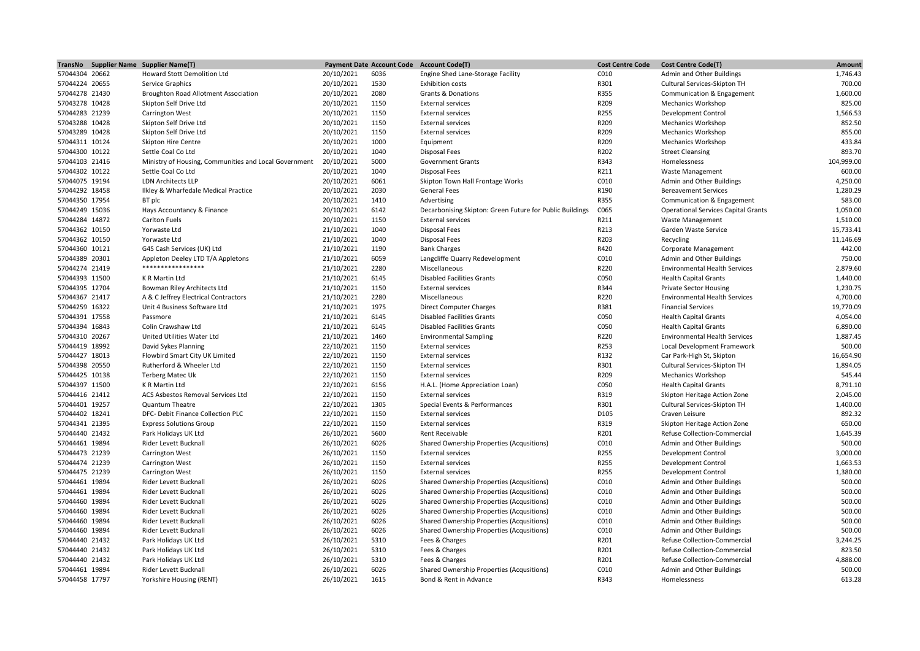| TransNo | Supplier Name | Supplier Name(T) | Payment Date | Account Code | Account Code(T) | Cost Centre Code | Cost Centre Code(T) | Amount |
|---|---|---|---|---|---|---|---|---|
| 57044304 | 20662 | Howard Stott Demolition Ltd | 20/10/2021 | 6036 | Engine Shed Lane-Storage Facility | C010 | Admin and Other Buildings | 1,746.43 |
| 57044224 | 20655 | Service Graphics | 20/10/2021 | 1530 | Exhibition costs | R301 | Cultural Services-Skipton TH | 700.00 |
| 57044278 | 21430 | Broughton Road Allotment Association | 20/10/2021 | 2080 | Grants & Donations | R355 | Communication & Engagement | 1,600.00 |
| 57043278 | 10428 | Skipton Self Drive Ltd | 20/10/2021 | 1150 | External services | R209 | Mechanics Workshop | 825.00 |
| 57044283 | 21239 | Carrington West | 20/10/2021 | 1150 | External services | R255 | Development Control | 1,566.53 |
| 57043288 | 10428 | Skipton Self Drive Ltd | 20/10/2021 | 1150 | External services | R209 | Mechanics Workshop | 852.50 |
| 57043289 | 10428 | Skipton Self Drive Ltd | 20/10/2021 | 1150 | External services | R209 | Mechanics Workshop | 855.00 |
| 57044311 | 10124 | Skipton Hire Centre | 20/10/2021 | 1000 | Equipment | R209 | Mechanics Workshop | 433.84 |
| 57044300 | 10122 | Settle Coal Co Ltd | 20/10/2021 | 1040 | Disposal Fees | R202 | Street Cleansing | 893.70 |
| 57044103 | 21416 | Ministry of Housing, Communities and Local Government | 20/10/2021 | 5000 | Government Grants | R343 | Homelessness | 104,999.00 |
| 57044302 | 10122 | Settle Coal Co Ltd | 20/10/2021 | 1040 | Disposal Fees | R211 | Waste Management | 600.00 |
| 57044075 | 19194 | LDN Architects LLP | 20/10/2021 | 6061 | Skipton Town Hall Frontage Works | C010 | Admin and Other Buildings | 4,250.00 |
| 57044292 | 18458 | Ilkley & Wharfedale Medical Practice | 20/10/2021 | 2030 | General Fees | R190 | Bereavement Services | 1,280.29 |
| 57044350 | 17954 | BT plc | 20/10/2021 | 1410 | Advertising | R355 | Communication & Engagement | 583.00 |
| 57044249 | 15036 | Hays Accountancy & Finance | 20/10/2021 | 6142 | Decarbonising Skipton: Green Future for Public Buildings | C065 | Operational Services Capital Grants | 1,050.00 |
| 57044284 | 14872 | Carlton Fuels | 20/10/2021 | 1150 | External services | R211 | Waste Management | 1,510.00 |
| 57044362 | 10150 | Yorwaste Ltd | 21/10/2021 | 1040 | Disposal Fees | R213 | Garden Waste Service | 15,733.41 |
| 57044362 | 10150 | Yorwaste Ltd | 21/10/2021 | 1040 | Disposal Fees | R203 | Recycling | 11,146.69 |
| 57044360 | 10121 | G4S Cash Services (UK) Ltd | 21/10/2021 | 1190 | Bank Charges | R420 | Corporate Management | 442.00 |
| 57044389 | 20301 | Appleton Deeley LTD T/A Appletons | 21/10/2021 | 6059 | Langcliffe Quarry Redevelopment | C010 | Admin and Other Buildings | 750.00 |
| 57044274 | 21419 | ***************** | 21/10/2021 | 2280 | Miscellaneous | R220 | Environmental Health Services | 2,879.60 |
| 57044393 | 11500 | K R Martin Ltd | 21/10/2021 | 6145 | Disabled Facilities Grants | C050 | Health Capital Grants | 1,440.00 |
| 57044395 | 12704 | Bowman Riley Architects Ltd | 21/10/2021 | 1150 | External services | R344 | Private Sector Housing | 1,230.75 |
| 57044367 | 21417 | A & C Jeffrey Electrical Contractors | 21/10/2021 | 2280 | Miscellaneous | R220 | Environmental Health Services | 4,700.00 |
| 57044259 | 16322 | Unit 4 Business Software Ltd | 21/10/2021 | 1975 | Direct Computer Charges | R381 | Financial Services | 19,770.09 |
| 57044391 | 17558 | Passmore | 21/10/2021 | 6145 | Disabled Facilities Grants | C050 | Health Capital Grants | 4,054.00 |
| 57044394 | 16843 | Colin Crawshaw Ltd | 21/10/2021 | 6145 | Disabled Facilities Grants | C050 | Health Capital Grants | 6,890.00 |
| 57044310 | 20267 | United Utilities Water Ltd | 21/10/2021 | 1460 | Environmental Sampling | R220 | Environmental Health Services | 1,887.45 |
| 57044419 | 18992 | David Sykes Planning | 22/10/2021 | 1150 | External services | R253 | Local Development Framework | 500.00 |
| 57044427 | 18013 | Flowbird Smart City UK Limited | 22/10/2021 | 1150 | External services | R132 | Car Park-High St, Skipton | 16,654.90 |
| 57044398 | 20550 | Rutherford & Wheeler Ltd | 22/10/2021 | 1150 | External services | R301 | Cultural Services-Skipton TH | 1,894.05 |
| 57044425 | 10138 | Terberg Matec Uk | 22/10/2021 | 1150 | External services | R209 | Mechanics Workshop | 545.44 |
| 57044397 | 11500 | K R Martin Ltd | 22/10/2021 | 6156 | H.A.L. (Home Appreciation Loan) | C050 | Health Capital Grants | 8,791.10 |
| 57044416 | 21412 | ACS Asbestos Removal Services Ltd | 22/10/2021 | 1150 | External services | R319 | Skipton Heritage Action Zone | 2,045.00 |
| 57044401 | 19257 | Quantum Theatre | 22/10/2021 | 1305 | Special Events & Performances | R301 | Cultural Services-Skipton TH | 1,400.00 |
| 57044402 | 18241 | DFC- Debit Finance Collection PLC | 22/10/2021 | 1150 | External services | D105 | Craven Leisure | 892.32 |
| 57044341 | 21395 | Express Solutions Group | 22/10/2021 | 1150 | External services | R319 | Skipton Heritage Action Zone | 650.00 |
| 57044440 | 21432 | Park Holidays UK Ltd | 26/10/2021 | 5600 | Rent Receivable | R201 | Refuse Collection-Commercial | 1,645.39 |
| 57044461 | 19894 | Rider Levett Bucknall | 26/10/2021 | 6026 | Shared Ownership Properties (Acqusitions) | C010 | Admin and Other Buildings | 500.00 |
| 57044473 | 21239 | Carrington West | 26/10/2021 | 1150 | External services | R255 | Development Control | 3,000.00 |
| 57044474 | 21239 | Carrington West | 26/10/2021 | 1150 | External services | R255 | Development Control | 1,663.53 |
| 57044475 | 21239 | Carrington West | 26/10/2021 | 1150 | External services | R255 | Development Control | 1,380.00 |
| 57044461 | 19894 | Rider Levett Bucknall | 26/10/2021 | 6026 | Shared Ownership Properties (Acqusitions) | C010 | Admin and Other Buildings | 500.00 |
| 57044461 | 19894 | Rider Levett Bucknall | 26/10/2021 | 6026 | Shared Ownership Properties (Acqusitions) | C010 | Admin and Other Buildings | 500.00 |
| 57044460 | 19894 | Rider Levett Bucknall | 26/10/2021 | 6026 | Shared Ownership Properties (Acqusitions) | C010 | Admin and Other Buildings | 500.00 |
| 57044460 | 19894 | Rider Levett Bucknall | 26/10/2021 | 6026 | Shared Ownership Properties (Acqusitions) | C010 | Admin and Other Buildings | 500.00 |
| 57044460 | 19894 | Rider Levett Bucknall | 26/10/2021 | 6026 | Shared Ownership Properties (Acqusitions) | C010 | Admin and Other Buildings | 500.00 |
| 57044460 | 19894 | Rider Levett Bucknall | 26/10/2021 | 6026 | Shared Ownership Properties (Acqusitions) | C010 | Admin and Other Buildings | 500.00 |
| 57044440 | 21432 | Park Holidays UK Ltd | 26/10/2021 | 5310 | Fees & Charges | R201 | Refuse Collection-Commercial | 3,244.25 |
| 57044440 | 21432 | Park Holidays UK Ltd | 26/10/2021 | 5310 | Fees & Charges | R201 | Refuse Collection-Commercial | 823.50 |
| 57044440 | 21432 | Park Holidays UK Ltd | 26/10/2021 | 5310 | Fees & Charges | R201 | Refuse Collection-Commercial | 4,888.00 |
| 57044461 | 19894 | Rider Levett Bucknall | 26/10/2021 | 6026 | Shared Ownership Properties (Acqusitions) | C010 | Admin and Other Buildings | 500.00 |
| 57044458 | 17797 | Yorkshire Housing (RENT) | 26/10/2021 | 1615 | Bond & Rent in Advance | R343 | Homelessness | 613.28 |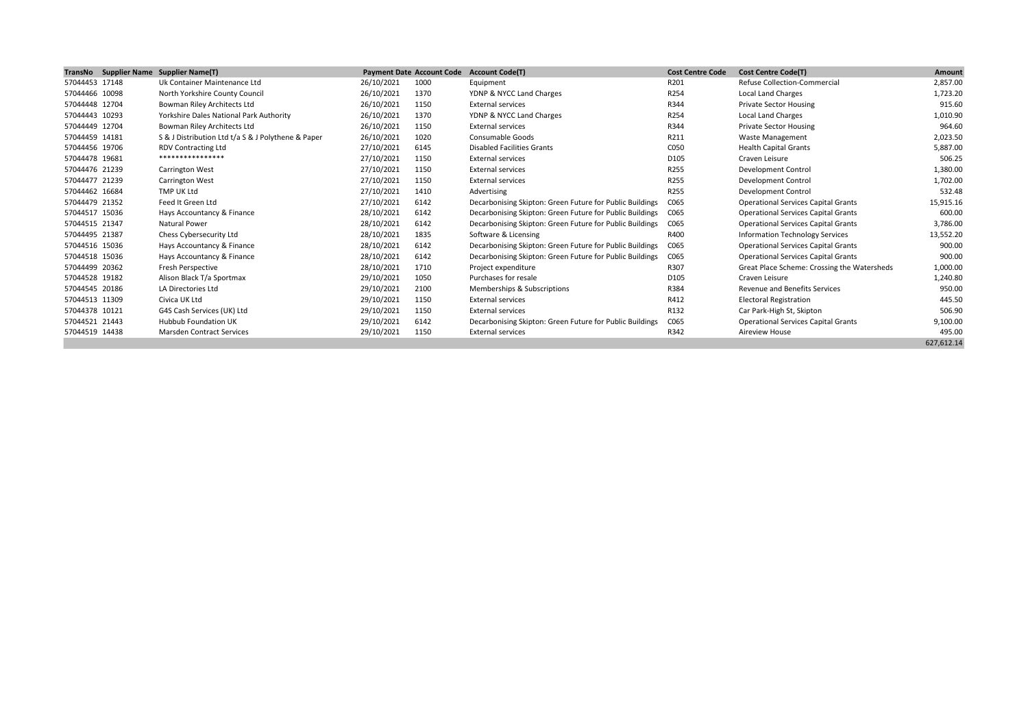| TransNo | Supplier Name | Supplier Name(T) | Payment Date | Account Code | Account Code(T) | Cost Centre Code | Cost Centre Code(T) | Amount |
|---|---|---|---|---|---|---|---|---|
| 57044453 | 17148 | Uk Container Maintenance Ltd | 26/10/2021 | 1000 | Equipment | R201 | Refuse Collection-Commercial | 2,857.00 |
| 57044466 | 10098 | North Yorkshire County Council | 26/10/2021 | 1370 | YDNP & NYCC Land Charges | R254 | Local Land Charges | 1,723.20 |
| 57044448 | 12704 | Bowman Riley Architects Ltd | 26/10/2021 | 1150 | External services | R344 | Private Sector Housing | 915.60 |
| 57044443 | 10293 | Yorkshire Dales National Park Authority | 26/10/2021 | 1370 | YDNP & NYCC Land Charges | R254 | Local Land Charges | 1,010.90 |
| 57044449 | 12704 | Bowman Riley Architects Ltd | 26/10/2021 | 1150 | External services | R344 | Private Sector Housing | 964.60 |
| 57044459 | 14181 | S & J Distribution Ltd t/a S & J Polythene & Paper | 26/10/2021 | 1020 | Consumable Goods | R211 | Waste Management | 2,023.50 |
| 57044456 | 19706 | RDV Contracting Ltd | 27/10/2021 | 6145 | Disabled Facilities Grants | C050 | Health Capital Grants | 5,887.00 |
| 57044478 | 19681 | **************** | 27/10/2021 | 1150 | External services | D105 | Craven Leisure | 506.25 |
| 57044476 | 21239 | Carrington West | 27/10/2021 | 1150 | External services | R255 | Development Control | 1,380.00 |
| 57044477 | 21239 | Carrington West | 27/10/2021 | 1150 | External services | R255 | Development Control | 1,702.00 |
| 57044462 | 16684 | TMP UK Ltd | 27/10/2021 | 1410 | Advertising | R255 | Development Control | 532.48 |
| 57044479 | 21352 | Feed It Green Ltd | 27/10/2021 | 6142 | Decarbonising Skipton: Green Future for Public Buildings | C065 | Operational Services Capital Grants | 15,915.16 |
| 57044517 | 15036 | Hays Accountancy & Finance | 28/10/2021 | 6142 | Decarbonising Skipton: Green Future for Public Buildings | C065 | Operational Services Capital Grants | 600.00 |
| 57044515 | 21347 | Natural Power | 28/10/2021 | 6142 | Decarbonising Skipton: Green Future for Public Buildings | C065 | Operational Services Capital Grants | 3,786.00 |
| 57044495 | 21387 | Chess Cybersecurity Ltd | 28/10/2021 | 1835 | Software & Licensing | R400 | Information Technology Services | 13,552.20 |
| 57044516 | 15036 | Hays Accountancy & Finance | 28/10/2021 | 6142 | Decarbonising Skipton: Green Future for Public Buildings | C065 | Operational Services Capital Grants | 900.00 |
| 57044518 | 15036 | Hays Accountancy & Finance | 28/10/2021 | 6142 | Decarbonising Skipton: Green Future for Public Buildings | C065 | Operational Services Capital Grants | 900.00 |
| 57044499 | 20362 | Fresh Perspective | 28/10/2021 | 1710 | Project expenditure | R307 | Great Place Scheme: Crossing the Watersheds | 1,000.00 |
| 57044528 | 19182 | Alison Black T/a Sportmax | 29/10/2021 | 1050 | Purchases for resale | D105 | Craven Leisure | 1,240.80 |
| 57044545 | 20186 | LA Directories Ltd | 29/10/2021 | 2100 | Memberships & Subscriptions | R384 | Revenue and Benefits Services | 950.00 |
| 57044513 | 11309 | Civica UK Ltd | 29/10/2021 | 1150 | External services | R412 | Electoral Registration | 445.50 |
| 57044378 | 10121 | G4S Cash Services (UK) Ltd | 29/10/2021 | 1150 | External services | R132 | Car Park-High St, Skipton | 506.90 |
| 57044521 | 21443 | Hubbub Foundation UK | 29/10/2021 | 6142 | Decarbonising Skipton: Green Future for Public Buildings | C065 | Operational Services Capital Grants | 9,100.00 |
| 57044519 | 14438 | Marsden Contract Services | 29/10/2021 | 1150 | External services | R342 | Aireview House | 495.00 |
| | | | | | | | | 627,612.14 |